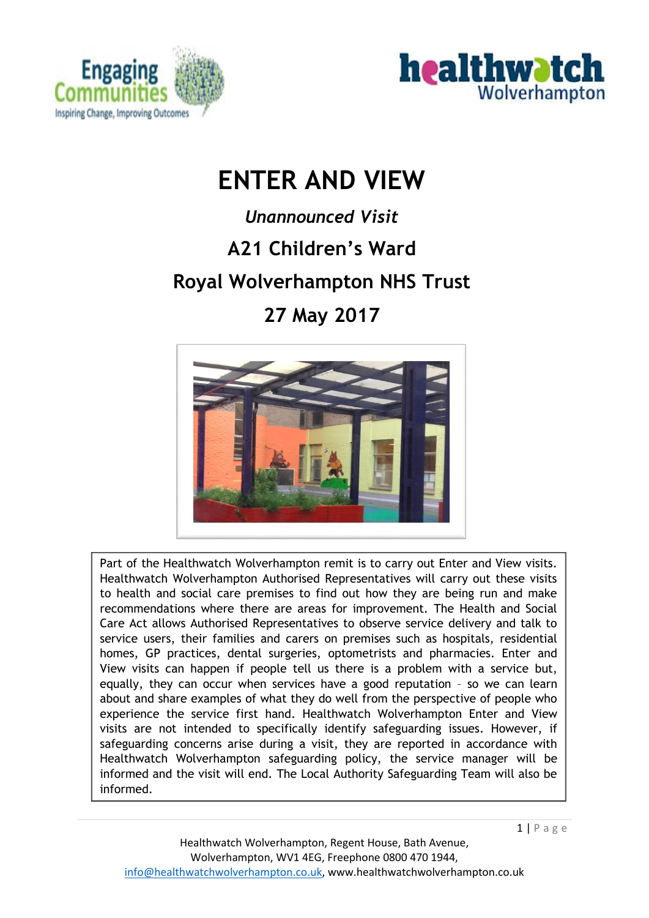# ENTER AND VIEW

*Unannounced Visit*

## A21 Children's Ward

## Royal Wolverhampton NHS Trust

## 27 May 2017

Part of the Healthwatch Wolverhampton remit is to carry out Enter and View visits. Healthwatch Wolverhampton Authorised Representatives will carry out these visits to health and social care premises to find out how they are being run and make recommendations where there are areas for improvement. The Health and Social Care Act allows Authorised Representatives to observe service delivery and talk to service users, their families and carers on premises such as hospitals, residential homes, GP practices, dental surgeries, optometrists and pharmacies. Enter and View visits can happen if people tell us there is a problem with a service but, equally, they can occur when services have a good reputation – so we can learn about and share examples of what they do well from the perspective of people who experience the service first hand. Healthwatch Wolverhampton Enter and View visits are not intended to specifically identify safeguarding issues. However, if safeguarding concerns arise during a visit, they are reported in accordance with Healthwatch Wolverhampton safeguarding policy, the service manager will be informed and the visit will end. The Local Authority Safeguarding Team will also be informed.

Healthwatch Wolverhampton, Regent House, Bath Avenue, Wolverhampton, WV1 4EG, Freephone 0800 470 1944, info@healthwatchwolverhampton.co.uk, www.healthwatchwolverhampton.co.uk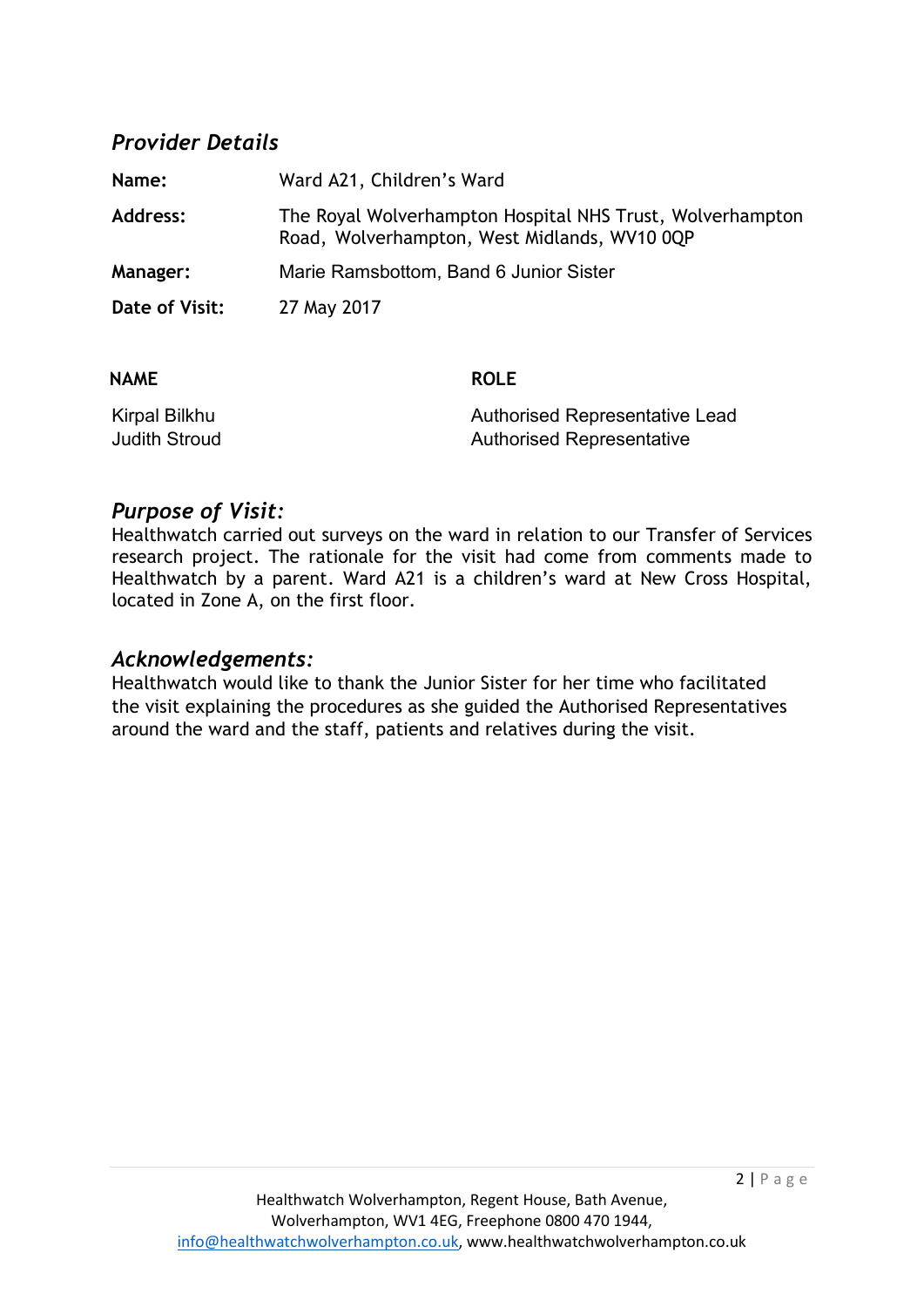## *Provider Details*

| | |
|---|---|
| **Name:** | Ward A21, Children's Ward |
| **Address:** | The Royal Wolverhampton Hospital NHS Trust, Wolverhampton Road, Wolverhampton, West Midlands, WV10 0QP |
| **Manager:** | Marie Ramsbottom, Band 6 Junior Sister |
| **Date of Visit:** | 27 May 2017 |

| NAME | ROLE |
|---|---|
| Kirpal Bilkhu | Authorised Representative Lead |
| Judith Stroud | Authorised Representative |

## *Purpose of Visit:*

Healthwatch carried out surveys on the ward in relation to our Transfer of Services research project. The rationale for the visit had come from comments made to Healthwatch by a parent. Ward A21 is a children's ward at New Cross Hospital, located in Zone A, on the first floor.

## *Acknowledgements:*

Healthwatch would like to thank the Junior Sister for her time who facilitated the visit explaining the procedures as she guided the Authorised Representatives around the ward and the staff, patients and relatives during the visit.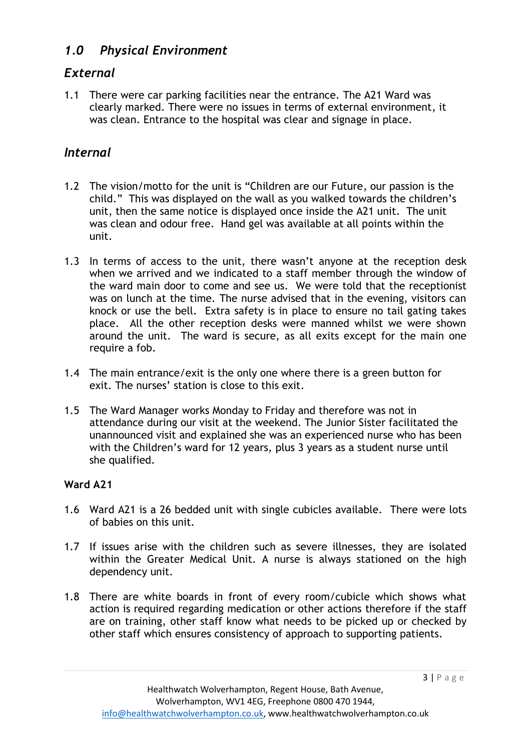## *1.0 Physical Environment*

### *External*

1.1 There were car parking facilities near the entrance. The A21 Ward was clearly marked. There were no issues in terms of external environment, it was clean. Entrance to the hospital was clear and signage in place.

### *Internal*

1.2 The vision/motto for the unit is "Children are our Future, our passion is the child." This was displayed on the wall as you walked towards the children's unit, then the same notice is displayed once inside the A21 unit. The unit was clean and odour free. Hand gel was available at all points within the unit.

1.3 In terms of access to the unit, there wasn't anyone at the reception desk when we arrived and we indicated to a staff member through the window of the ward main door to come and see us. We were told that the receptionist was on lunch at the time. The nurse advised that in the evening, visitors can knock or use the bell. Extra safety is in place to ensure no tail gating takes place. All the other reception desks were manned whilst we were shown around the unit. The ward is secure, as all exits except for the main one require a fob.

1.4 The main entrance/exit is the only one where there is a green button for exit. The nurses' station is close to this exit.

1.5 The Ward Manager works Monday to Friday and therefore was not in attendance during our visit at the weekend. The Junior Sister facilitated the unannounced visit and explained she was an experienced nurse who has been with the Children's ward for 12 years, plus 3 years as a student nurse until she qualified.

**Ward A21**

1.6 Ward A21 is a 26 bedded unit with single cubicles available. There were lots of babies on this unit.

1.7 If issues arise with the children such as severe illnesses, they are isolated within the Greater Medical Unit. A nurse is always stationed on the high dependency unit.

1.8 There are white boards in front of every room/cubicle which shows what action is required regarding medication or other actions therefore if the staff are on training, other staff know what needs to be picked up or checked by other staff which ensures consistency of approach to supporting patients.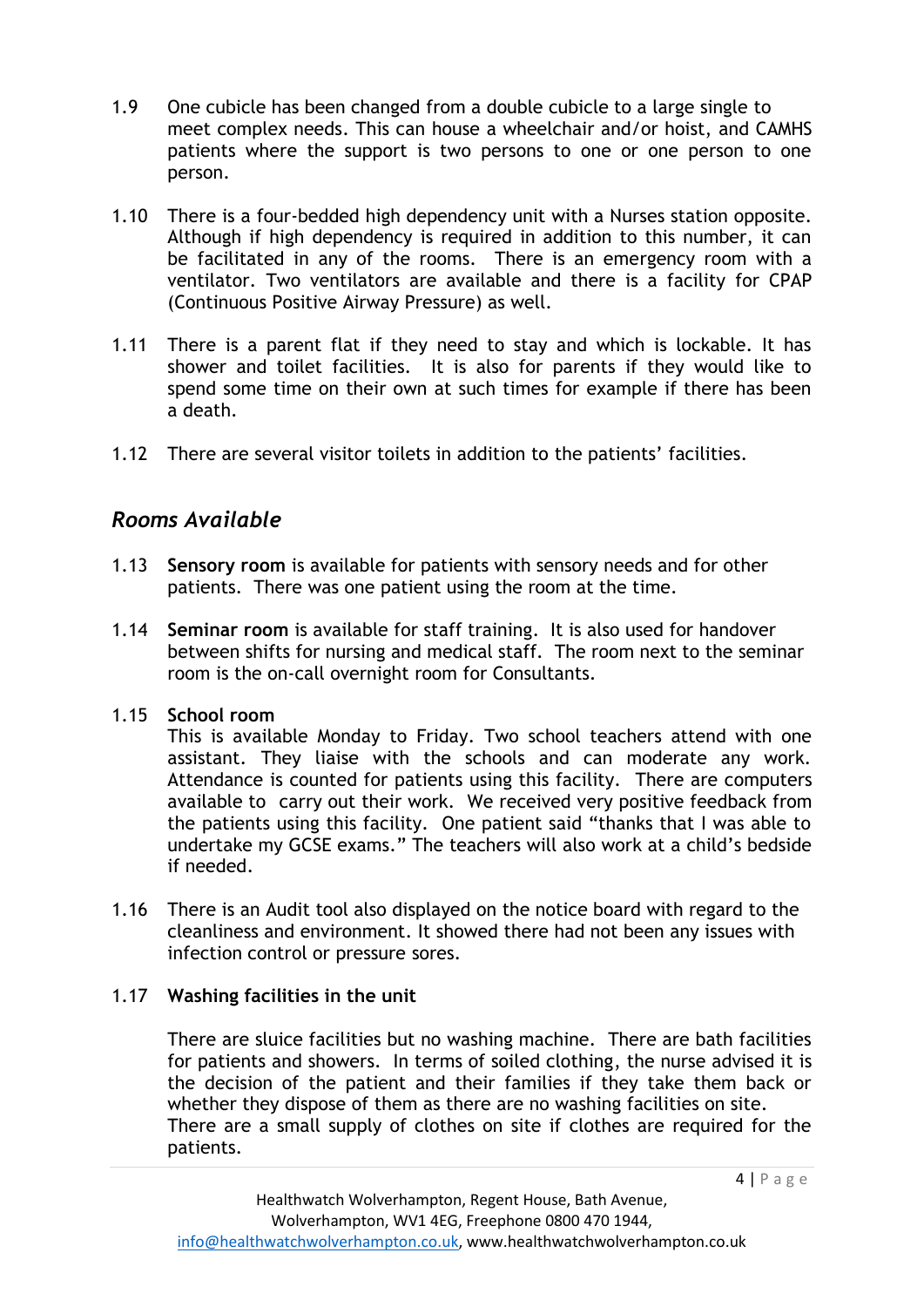1.9 One cubicle has been changed from a double cubicle to a large single to meet complex needs. This can house a wheelchair and/or hoist, and CAMHS patients where the support is two persons to one or one person to one person.

1.10 There is a four-bedded high dependency unit with a Nurses station opposite. Although if high dependency is required in addition to this number, it can be facilitated in any of the rooms. There is an emergency room with a ventilator. Two ventilators are available and there is a facility for CPAP (Continuous Positive Airway Pressure) as well.

1.11 There is a parent flat if they need to stay and which is lockable. It has shower and toilet facilities. It is also for parents if they would like to spend some time on their own at such times for example if there has been a death.

1.12 There are several visitor toilets in addition to the patients' facilities.

## *Rooms Available*

1.13 **Sensory room** is available for patients with sensory needs and for other patients. There was one patient using the room at the time.

1.14 **Seminar room** is available for staff training. It is also used for handover between shifts for nursing and medical staff. The room next to the seminar room is the on-call overnight room for Consultants.

1.15 **School room**

This is available Monday to Friday. Two school teachers attend with one assistant. They liaise with the schools and can moderate any work. Attendance is counted for patients using this facility. There are computers available to carry out their work. We received very positive feedback from the patients using this facility. One patient said "thanks that I was able to undertake my GCSE exams." The teachers will also work at a child's bedside if needed.

1.16 There is an Audit tool also displayed on the notice board with regard to the cleanliness and environment. It showed there had not been any issues with infection control or pressure sores.

1.17 **Washing facilities in the unit**

There are sluice facilities but no washing machine. There are bath facilities for patients and showers. In terms of soiled clothing, the nurse advised it is the decision of the patient and their families if they take them back or whether they dispose of them as there are no washing facilities on site. There are a small supply of clothes on site if clothes are required for the patients.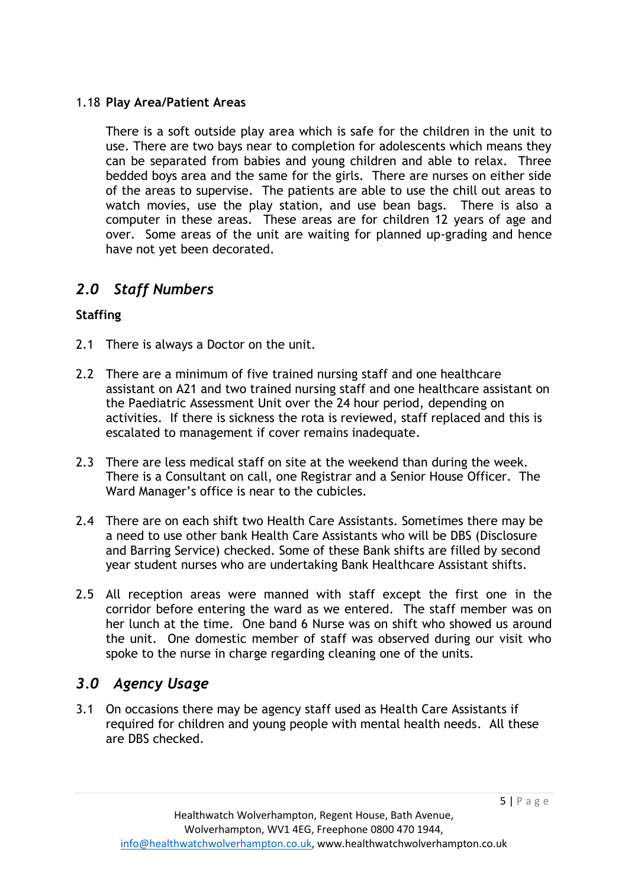1.18 **Play Area/Patient Areas**

There is a soft outside play area which is safe for the children in the unit to use. There are two bays near to completion for adolescents which means they can be separated from babies and young children and able to relax. Three bedded boys area and the same for the girls. There are nurses on either side of the areas to supervise. The patients are able to use the chill out areas to watch movies, use the play station, and use bean bags. There is also a computer in these areas. These areas are for children 12 years of age and over. Some areas of the unit are waiting for planned up-grading and hence have not yet been decorated.

## *2.0 Staff Numbers*

**Staffing**

2.1 There is always a Doctor on the unit.

2.2 There are a minimum of five trained nursing staff and one healthcare assistant on A21 and two trained nursing staff and one healthcare assistant on the Paediatric Assessment Unit over the 24 hour period, depending on activities. If there is sickness the rota is reviewed, staff replaced and this is escalated to management if cover remains inadequate.

2.3 There are less medical staff on site at the weekend than during the week. There is a Consultant on call, one Registrar and a Senior House Officer. The Ward Manager's office is near to the cubicles.

2.4 There are on each shift two Health Care Assistants. Sometimes there may be a need to use other bank Health Care Assistants who will be DBS (Disclosure and Barring Service) checked. Some of these Bank shifts are filled by second year student nurses who are undertaking Bank Healthcare Assistant shifts.

2.5 All reception areas were manned with staff except the first one in the corridor before entering the ward as we entered. The staff member was on her lunch at the time. One band 6 Nurse was on shift who showed us around the unit. One domestic member of staff was observed during our visit who spoke to the nurse in charge regarding cleaning one of the units.

## *3.0 Agency Usage*

3.1 On occasions there may be agency staff used as Health Care Assistants if required for children and young people with mental health needs. All these are DBS checked.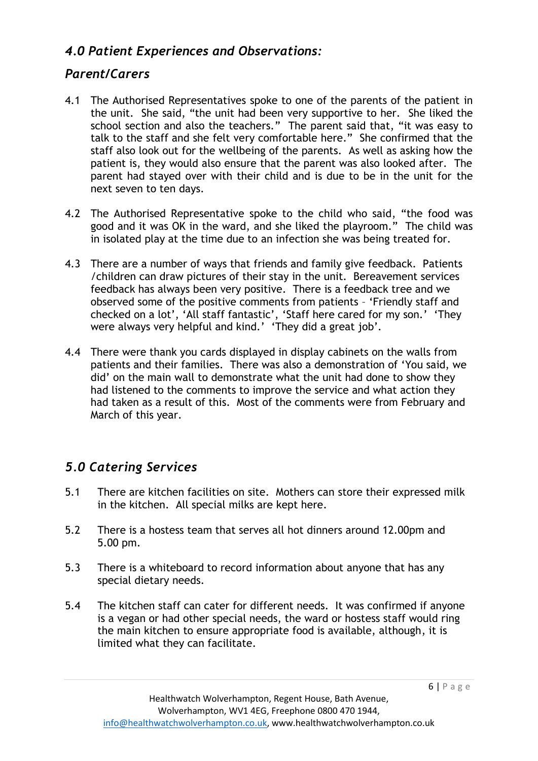## *4.0 Patient Experiences and Observations:*

### *Parent/Carers*

4.1 The Authorised Representatives spoke to one of the parents of the patient in the unit. She said, "the unit had been very supportive to her. She liked the school section and also the teachers." The parent said that, "it was easy to talk to the staff and she felt very comfortable here." She confirmed that the staff also look out for the wellbeing of the parents. As well as asking how the patient is, they would also ensure that the parent was also looked after. The parent had stayed over with their child and is due to be in the unit for the next seven to ten days.

4.2 The Authorised Representative spoke to the child who said, "the food was good and it was OK in the ward, and she liked the playroom." The child was in isolated play at the time due to an infection she was being treated for.

4.3 There are a number of ways that friends and family give feedback. Patients /children can draw pictures of their stay in the unit. Bereavement services feedback has always been very positive. There is a feedback tree and we observed some of the positive comments from patients – 'Friendly staff and checked on a lot', 'All staff fantastic', 'Staff here cared for my son.' 'They were always very helpful and kind.' 'They did a great job'.

4.4 There were thank you cards displayed in display cabinets on the walls from patients and their families. There was also a demonstration of 'You said, we did' on the main wall to demonstrate what the unit had done to show they had listened to the comments to improve the service and what action they had taken as a result of this. Most of the comments were from February and March of this year.

## *5.0 Catering Services*

5.1 There are kitchen facilities on site. Mothers can store their expressed milk in the kitchen. All special milks are kept here.

5.2 There is a hostess team that serves all hot dinners around 12.00pm and 5.00 pm.

5.3 There is a whiteboard to record information about anyone that has any special dietary needs.

5.4 The kitchen staff can cater for different needs. It was confirmed if anyone is a vegan or had other special needs, the ward or hostess staff would ring the main kitchen to ensure appropriate food is available, although, it is limited what they can facilitate.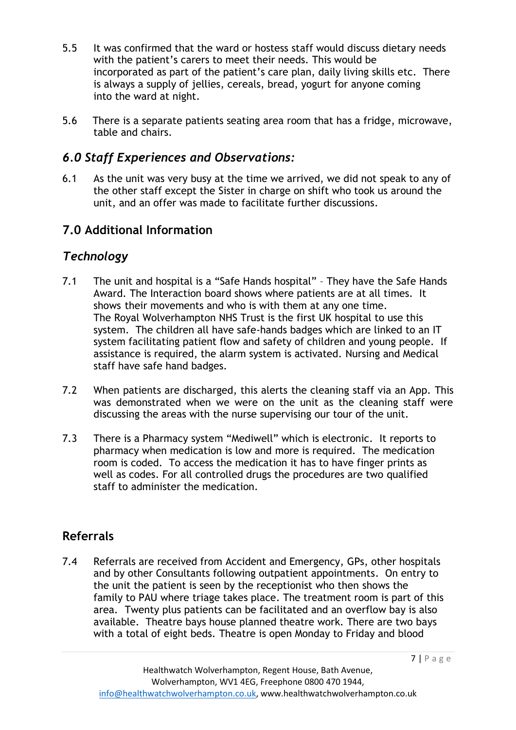5.5 It was confirmed that the ward or hostess staff would discuss dietary needs with the patient's carers to meet their needs. This would be incorporated as part of the patient's care plan, daily living skills etc. There is always a supply of jellies, cereals, bread, yogurt for anyone coming into the ward at night.

5.6 There is a separate patients seating area room that has a fridge, microwave, table and chairs.

## *6.0 Staff Experiences and Observations:*

6.1 As the unit was very busy at the time we arrived, we did not speak to any of the other staff except the Sister in charge on shift who took us around the unit, and an offer was made to facilitate further discussions.

## 7.0 Additional Information

### *Technology*

7.1 The unit and hospital is a "Safe Hands hospital" – They have the Safe Hands Award. The Interaction board shows where patients are at all times. It shows their movements and who is with them at any one time. The Royal Wolverhampton NHS Trust is the first UK hospital to use this system. The children all have safe-hands badges which are linked to an IT system facilitating patient flow and safety of children and young people. If assistance is required, the alarm system is activated. Nursing and Medical staff have safe hand badges.

7.2 When patients are discharged, this alerts the cleaning staff via an App. This was demonstrated when we were on the unit as the cleaning staff were discussing the areas with the nurse supervising our tour of the unit.

7.3 There is a Pharmacy system "Mediwell" which is electronic. It reports to pharmacy when medication is low and more is required. The medication room is coded. To access the medication it has to have finger prints as well as codes. For all controlled drugs the procedures are two qualified staff to administer the medication.

### Referrals

7.4 Referrals are received from Accident and Emergency, GPs, other hospitals and by other Consultants following outpatient appointments. On entry to the unit the patient is seen by the receptionist who then shows the family to PAU where triage takes place. The treatment room is part of this area. Twenty plus patients can be facilitated and an overflow bay is also available. Theatre bays house planned theatre work. There are two bays with a total of eight beds. Theatre is open Monday to Friday and blood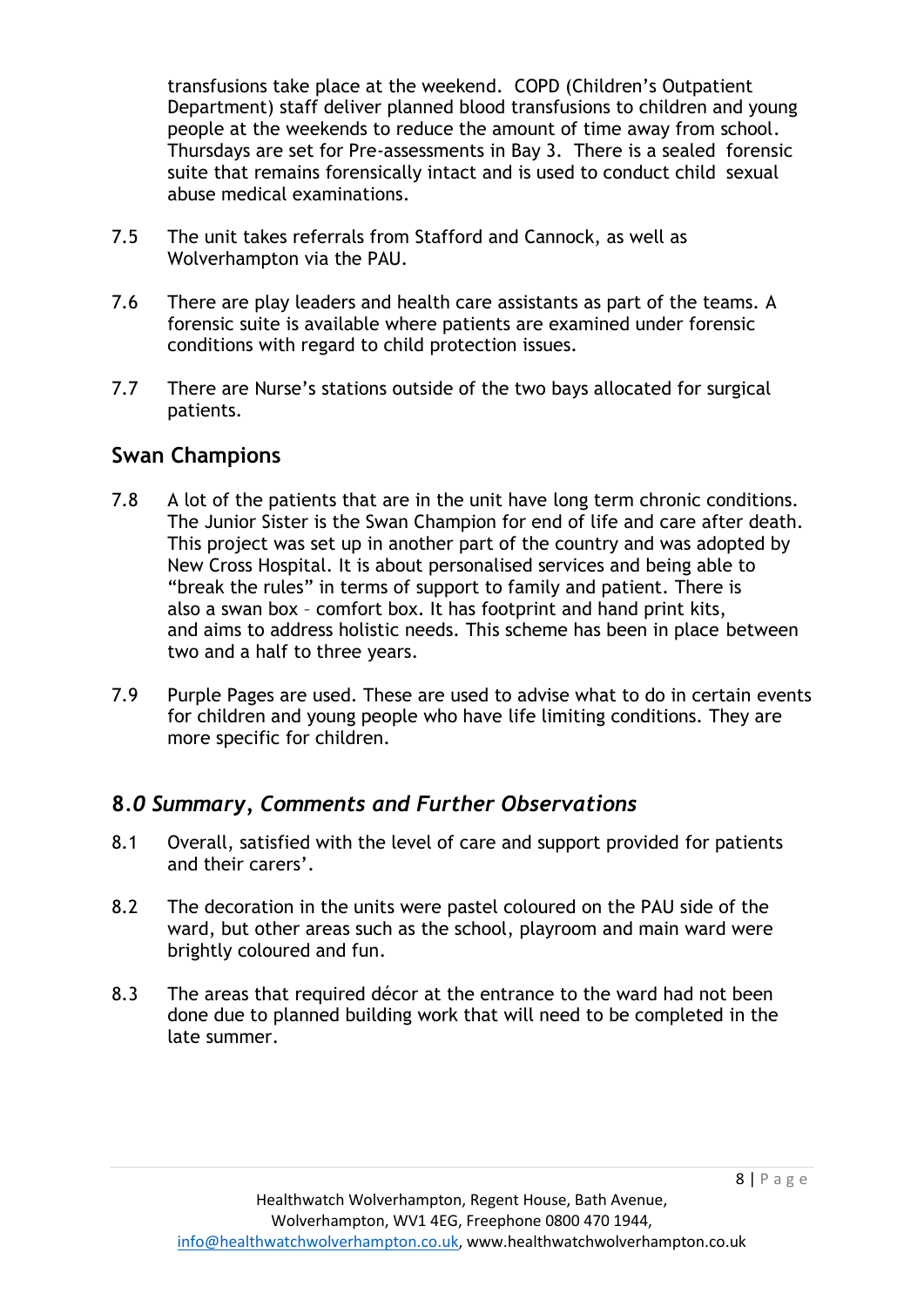transfusions take place at the weekend. COPD (Children's Outpatient Department) staff deliver planned blood transfusions to children and young people at the weekends to reduce the amount of time away from school. Thursdays are set for Pre-assessments in Bay 3. There is a sealed forensic suite that remains forensically intact and is used to conduct child sexual abuse medical examinations.

7.5 The unit takes referrals from Stafford and Cannock, as well as Wolverhampton via the PAU.

7.6 There are play leaders and health care assistants as part of the teams. A forensic suite is available where patients are examined under forensic conditions with regard to child protection issues.

7.7 There are Nurse's stations outside of the two bays allocated for surgical patients.

## Swan Champions

7.8 A lot of the patients that are in the unit have long term chronic conditions. The Junior Sister is the Swan Champion for end of life and care after death. This project was set up in another part of the country and was adopted by New Cross Hospital. It is about personalised services and being able to "break the rules" in terms of support to family and patient. There is also a swan box – comfort box. It has footprint and hand print kits, and aims to address holistic needs. This scheme has been in place between two and a half to three years.

7.9 Purple Pages are used. These are used to advise what to do in certain events for children and young people who have life limiting conditions. They are more specific for children.

## 8.*0 Summary, Comments and Further Observations*

8.1 Overall, satisfied with the level of care and support provided for patients and their carers'.

8.2 The decoration in the units were pastel coloured on the PAU side of the ward, but other areas such as the school, playroom and main ward were brightly coloured and fun.

8.3 The areas that required décor at the entrance to the ward had not been done due to planned building work that will need to be completed in the late summer.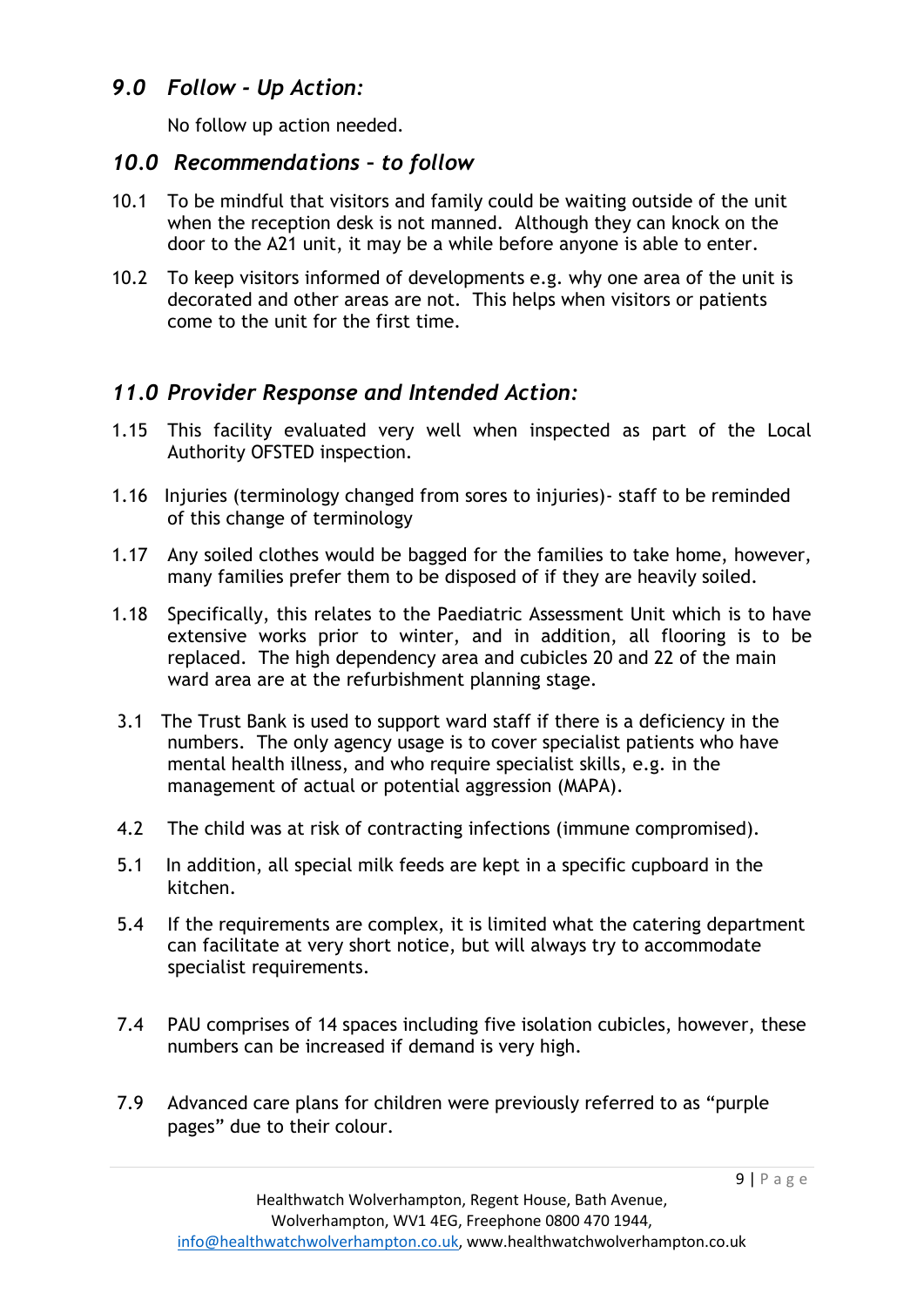## *9.0 Follow - Up Action:*

No follow up action needed.

## *10.0 Recommendations – to follow*

10.1 To be mindful that visitors and family could be waiting outside of the unit when the reception desk is not manned. Although they can knock on the door to the A21 unit, it may be a while before anyone is able to enter.

10.2 To keep visitors informed of developments e.g. why one area of the unit is decorated and other areas are not. This helps when visitors or patients come to the unit for the first time.

## *11.0 Provider Response and Intended Action:*

1.15 This facility evaluated very well when inspected as part of the Local Authority OFSTED inspection.

1.16 Injuries (terminology changed from sores to injuries)- staff to be reminded of this change of terminology

1.17 Any soiled clothes would be bagged for the families to take home, however, many families prefer them to be disposed of if they are heavily soiled.

1.18 Specifically, this relates to the Paediatric Assessment Unit which is to have extensive works prior to winter, and in addition, all flooring is to be replaced. The high dependency area and cubicles 20 and 22 of the main ward area are at the refurbishment planning stage.

3.1 The Trust Bank is used to support ward staff if there is a deficiency in the numbers. The only agency usage is to cover specialist patients who have mental health illness, and who require specialist skills, e.g. in the management of actual or potential aggression (MAPA).

4.2 The child was at risk of contracting infections (immune compromised).

5.1 In addition, all special milk feeds are kept in a specific cupboard in the kitchen.

5.4 If the requirements are complex, it is limited what the catering department can facilitate at very short notice, but will always try to accommodate specialist requirements.

7.4 PAU comprises of 14 spaces including five isolation cubicles, however, these numbers can be increased if demand is very high.

7.9 Advanced care plans for children were previously referred to as "purple pages" due to their colour.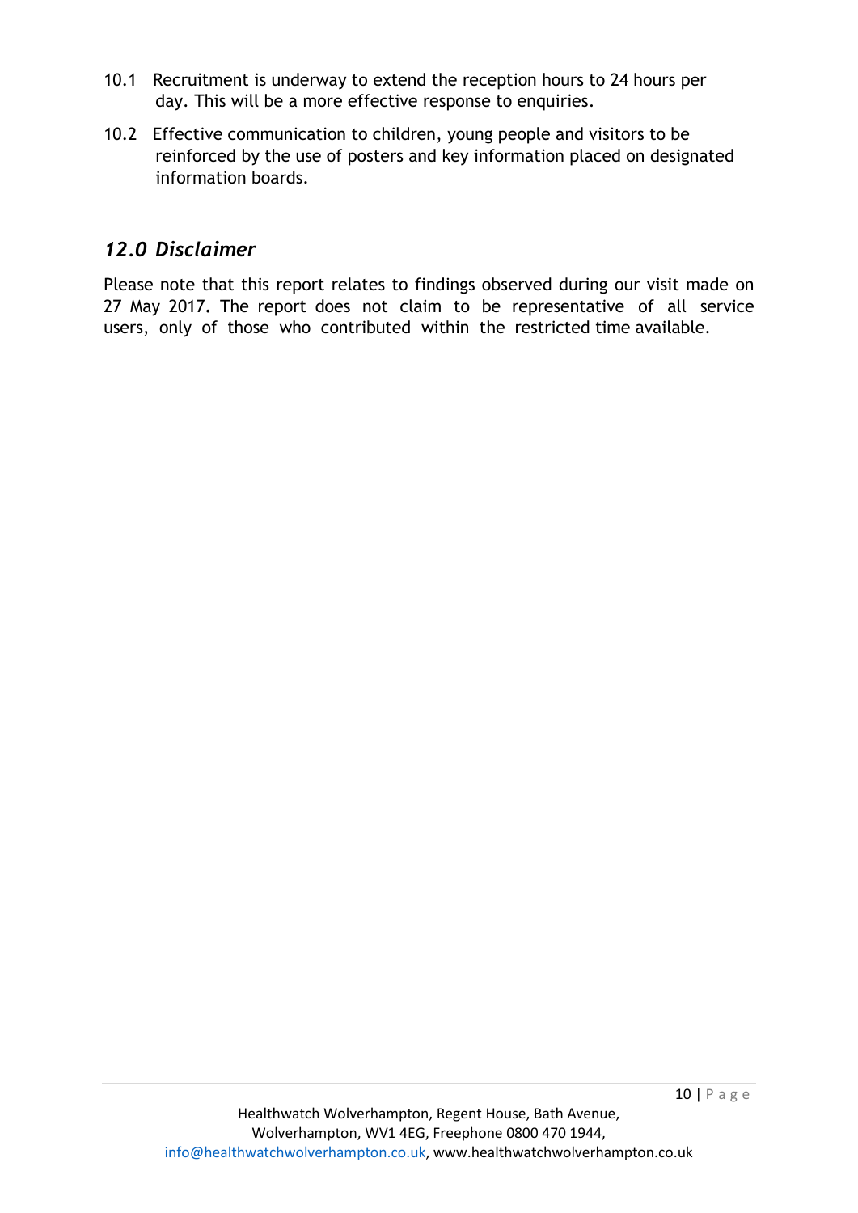10.1 Recruitment is underway to extend the reception hours to 24 hours per day. This will be a more effective response to enquiries.

10.2 Effective communication to children, young people and visitors to be reinforced by the use of posters and key information placed on designated information boards.

## *12.0 Disclaimer*

Please note that this report relates to findings observed during our visit made on 27 May 2017**.** The report does not claim to be representative of all service users, only of those who contributed within the restricted time available.